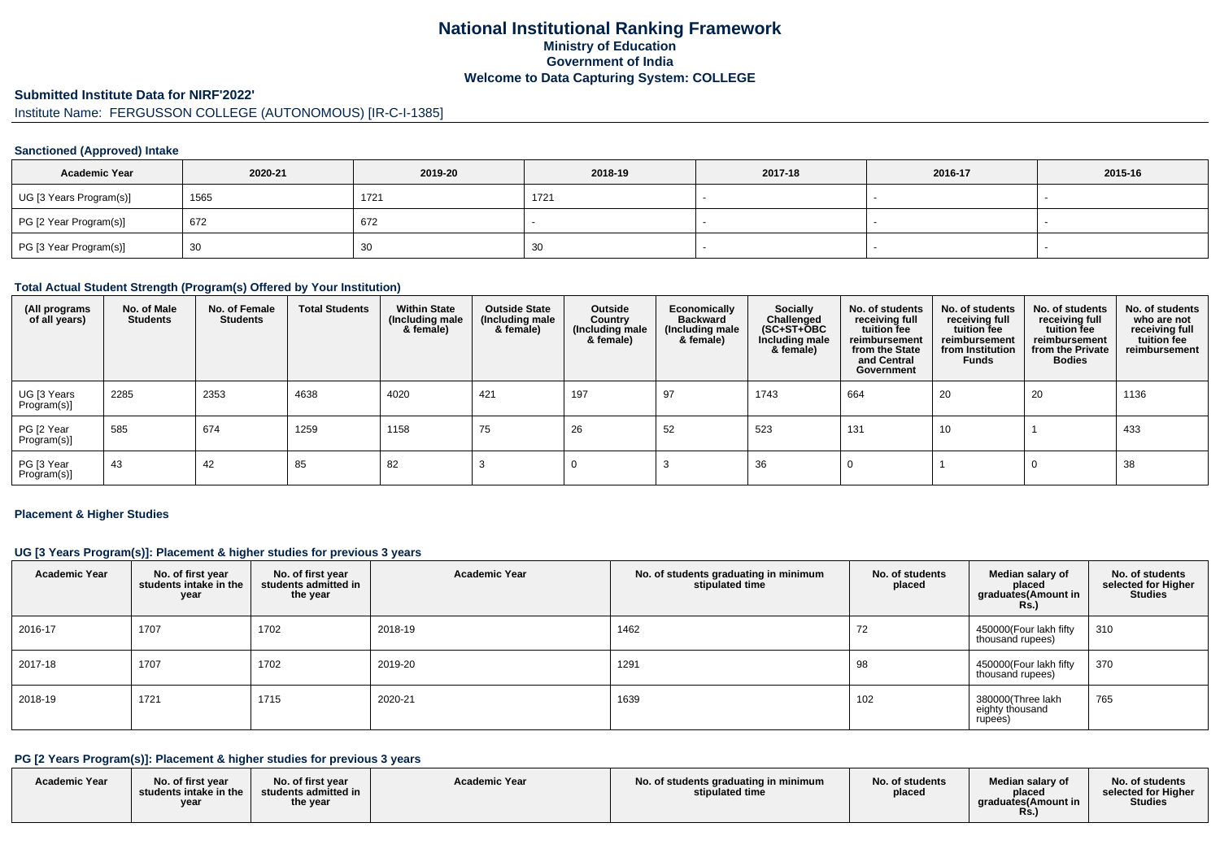# National Institutional Ranking Framework
## Ministry of Education
## Government of India
## Welcome to Data Capturing System: COLLEGE

**Submitted Institute Data for NIRF'2022'**

Institute Name: FERGUSSON COLLEGE (AUTONOMOUS) [IR-C-I-1385]

### Sanctioned (Approved) Intake

| Academic Year | 2020-21 | 2019-20 | 2018-19 | 2017-18 | 2016-17 | 2015-16 |
|---|---|---|---|---|---|---|
| UG [3 Years Program(s)] | 1565 | 1721 | 1721 | - | - | - |
| PG [2 Year Program(s)] | 672 | 672 | - | - | - | - |
| PG [3 Year Program(s)] | 30 | 30 | 30 | - | - | - |

### Total Actual Student Strength (Program(s) Offered by Your Institution)

| (All programs of all years) | No. of Male Students | No. of Female Students | Total Students | Within State (Including male & female) | Outside State (Including male & female) | Outside Country (Including male & female) | Economically Backward (Including male & female) | Socially Challenged (SC+ST+OBC Including male & female) | No. of students receiving full tuition fee reimbursement from the State and Central Government | No. of students receiving full tuition fee reimbursement from Institution Funds | No. of students receiving full tuition fee reimbursement from the Private Bodies | No. of students who are not receiving full tuition fee reimbursement |
|---|---|---|---|---|---|---|---|---|---|---|---|---|
| UG [3 Years Program(s)] | 2285 | 2353 | 4638 | 4020 | 421 | 197 | 97 | 1743 | 664 | 20 | 20 | 1136 |
| PG [2 Year Program(s)] | 585 | 674 | 1259 | 1158 | 75 | 26 | 52 | 523 | 131 | 10 | 1 | 433 |
| PG [3 Year Program(s)] | 43 | 42 | 85 | 82 | 3 | 0 | 3 | 36 | 0 | 1 | 0 | 38 |

### Placement & Higher Studies

#### UG [3 Years Program(s)]: Placement & higher studies for previous 3 years

| Academic Year | No. of first year students intake in the year | No. of first year students admitted in the year | Academic Year | No. of students graduating in minimum stipulated time | No. of students placed | Median salary of placed graduates(Amount in Rs.) | No. of students selected for Higher Studies |
|---|---|---|---|---|---|---|---|
| 2016-17 | 1707 | 1702 | 2018-19 | 1462 | 72 | 450000(Four lakh fifty thousand rupees) | 310 |
| 2017-18 | 1707 | 1702 | 2019-20 | 1291 | 98 | 450000(Four lakh fifty thousand rupees) | 370 |
| 2018-19 | 1721 | 1715 | 2020-21 | 1639 | 102 | 380000(Three lakh eighty thousand rupees) | 765 |

#### PG [2 Years Program(s)]: Placement & higher studies for previous 3 years

| Academic Year | No. of first year students intake in the year | No. of first year students admitted in the year | Academic Year | No. of students graduating in minimum stipulated time | No. of students placed | Median salary of placed graduates(Amount in Rs.) | No. of students selected for Higher Studies |
|---|---|---|---|---|---|---|---|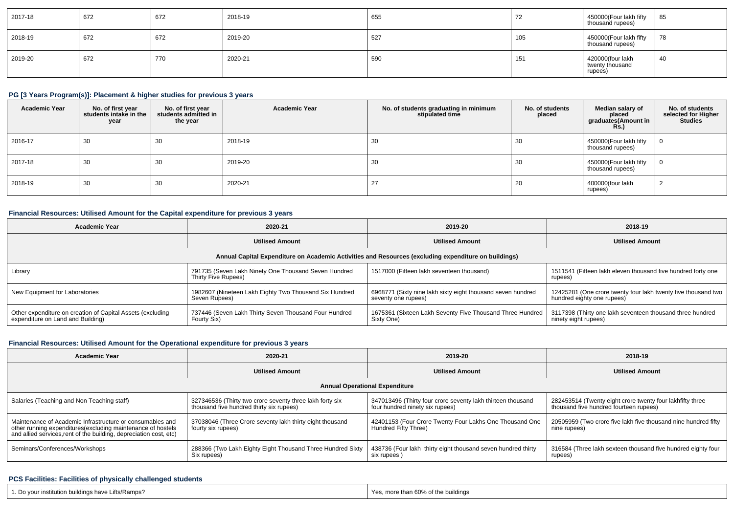| 2017-18 | 672 | 672 | 2018-19 | 655 | 72 | 450000(Four lakh fifty thousand rupees) | 85 |
|---|---|---|---|---|---|---|---|
| 2018-19 | 672 | 672 | 2019-20 | 527 | 105 | 450000(Four lakh fifty thousand rupees) | 78 |
| 2019-20 | 672 | 770 | 2020-21 | 590 | 151 | 420000(four lakh twenty thousand rupees) | 40 |

### PG [3 Years Program(s)]: Placement & higher studies for previous 3 years

| Academic Year | No. of first year students intake in the year | No. of first year students admitted in the year | Academic Year | No. of students graduating in minimum stipulated time | No. of students placed | Median salary of placed graduates(Amount in Rs.) | No. of students selected for Higher Studies |
|---|---|---|---|---|---|---|---|
| 2016-17 | 30 | 30 | 2018-19 | 30 | 30 | 450000(Four lakh fifty thousand rupees) | 0 |
| 2017-18 | 30 | 30 | 2019-20 | 30 | 30 | 450000(Four lakh fifty thousand rupees) | 0 |
| 2018-19 | 30 | 30 | 2020-21 | 27 | 20 | 400000(four lakh rupees) | 2 |

### Financial Resources: Utilised Amount for the Capital expenditure for previous 3 years

| Academic Year | 2020-21 | 2019-20 | 2018-19 |
|---|---|---|---|
| | Utilised Amount | Utilised Amount | Utilised Amount |
| Annual Capital Expenditure on Academic Activities and Resources (excluding expenditure on buildings) | | | |
| Library | 791735 (Seven Lakh Ninety One Thousand Seven Hundred Thirty Five Rupees) | 1517000 (Fifteen lakh seventeen thousand) | 1511541 (Fifteen lakh eleven thousand five hundred forty one rupees) |
| New Equipment for Laboratories | 1982607 (Nineteen Lakh Eighty Two Thousand Six Hundred Seven Rupees) | 6968771 (Sixty nine lakh sixty eight thousand seven hundred seventy one rupees) | 12425281 (One crore twenty four lakh twenty five thousand two hundred eighty one rupees) |
| Other expenditure on creation of Capital Assets (excluding expenditure on Land and Building) | 737446 (Seven Lakh Thirty Seven Thousand Four Hundred Fourty Six) | 1675361 (Sixteen Lakh Seventy Five Thousand Three Hundred Sixty One) | 3117398 (Thirty one lakh seventeen thousand three hundred ninety eight rupees) |

### Financial Resources: Utilised Amount for the Operational expenditure for previous 3 years

| Academic Year | 2020-21 | 2019-20 | 2018-19 |
|---|---|---|---|
| | Utilised Amount | Utilised Amount | Utilised Amount |
| Annual Operational Expenditure | | | |
| Salaries (Teaching and Non Teaching staff) | 327346536 (Thirty two crore seventy three lakh forty six thousand five hundred thirty six rupees) | 347013496 (Thirty four crore seventy lakh thirteen thousand four hundred ninety six rupees) | 282453514 (Twenty eight crore twenty four lakhfifty three thousand five hundred fourteen rupees) |
| Maintenance of Academic Infrastructure or consumables and other running expenditures(excluding maintenance of hostels and allied services,rent of the building, depreciation cost, etc) | 37038046 (Three Crore seventy lakh thirty eight thousand fourty six rupees) | 42401153 (Four Crore Twenty Four Lakhs One Thousand One Hundred Fifty Three) | 20505959 (Two crore five lakh five thousand nine hundred fifty nine rupees) |
| Seminars/Conferences/Workshops | 288366 (Two Lakh Eighty Eight Thousand Three Hundred Sixty Six rupees) | 438736 (Four lakh thirty eight thousand seven hundred thirty six rupees ) | 316584 (Three lakh sexteen thousand five hundred eighty four rupees) |

### PCS Facilities: Facilities of physically challenged students

| 1. Do your institution buildings have Lifts/Ramps? | Yes, more than 60% of the buildings |
|---|---|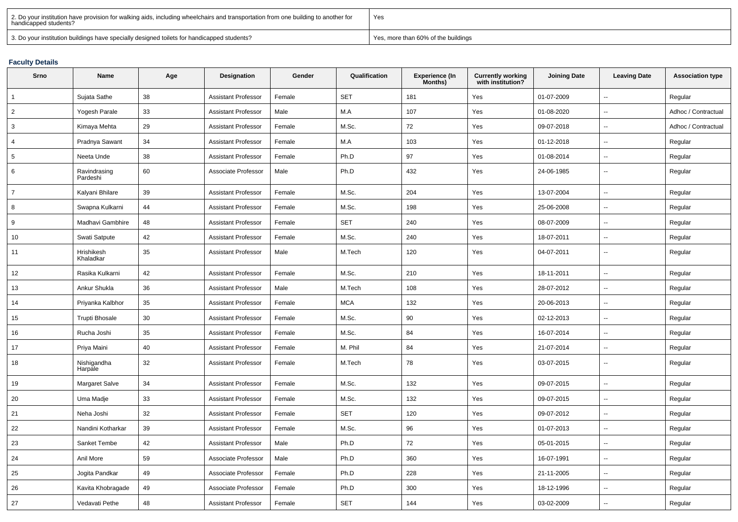| 2. Do your institution have provision for walking aids, including wheelchairs and transportation from one building to another for handicapped students? | Yes |
|---|---|
| 3. Do your institution buildings have specially designed toilets for handicapped students? | Yes, more than 60% of the buildings |

### Faculty Details

| Srno | Name | Age | Designation | Gender | Qualification | Experience (In Months) | Currently working with institution? | Joining Date | Leaving Date | Association type |
|---|---|---|---|---|---|---|---|---|---|---|
| 1 | Sujata Sathe | 38 | Assistant Professor | Female | SET | 181 | Yes | 01-07-2009 | -- | Regular |
| 2 | Yogesh Parale | 33 | Assistant Professor | Male | M.A | 107 | Yes | 01-08-2020 | -- | Adhoc / Contractual |
| 3 | Kimaya Mehta | 29 | Assistant Professor | Female | M.Sc. | 72 | Yes | 09-07-2018 | -- | Adhoc / Contractual |
| 4 | Pradnya Sawant | 34 | Assistant Professor | Female | M.A | 103 | Yes | 01-12-2018 | -- | Regular |
| 5 | Neeta Unde | 38 | Assistant Professor | Female | Ph.D | 97 | Yes | 01-08-2014 | -- | Regular |
| 6 | Ravindrasing Pardeshi | 60 | Associate Professor | Male | Ph.D | 432 | Yes | 24-06-1985 | -- | Regular |
| 7 | Kalyani Bhilare | 39 | Assistant Professor | Female | M.Sc. | 204 | Yes | 13-07-2004 | -- | Regular |
| 8 | Swapna Kulkarni | 44 | Assistant Professor | Female | M.Sc. | 198 | Yes | 25-06-2008 | -- | Regular |
| 9 | Madhavi Gambhire | 48 | Assistant Professor | Female | SET | 240 | Yes | 08-07-2009 | -- | Regular |
| 10 | Swati Satpute | 42 | Assistant Professor | Female | M.Sc. | 240 | Yes | 18-07-2011 | -- | Regular |
| 11 | Hrishikesh Khaladkar | 35 | Assistant Professor | Male | M.Tech | 120 | Yes | 04-07-2011 | -- | Regular |
| 12 | Rasika Kulkarni | 42 | Assistant Professor | Female | M.Sc. | 210 | Yes | 18-11-2011 | -- | Regular |
| 13 | Ankur Shukla | 36 | Assistant Professor | Male | M.Tech | 108 | Yes | 28-07-2012 | -- | Regular |
| 14 | Priyanka Kalbhor | 35 | Assistant Professor | Female | MCA | 132 | Yes | 20-06-2013 | -- | Regular |
| 15 | Trupti Bhosale | 30 | Assistant Professor | Female | M.Sc. | 90 | Yes | 02-12-2013 | -- | Regular |
| 16 | Rucha Joshi | 35 | Assistant Professor | Female | M.Sc. | 84 | Yes | 16-07-2014 | -- | Regular |
| 17 | Priya Maini | 40 | Assistant Professor | Female | M. Phil | 84 | Yes | 21-07-2014 | -- | Regular |
| 18 | Nishigandha Harpale | 32 | Assistant Professor | Female | M.Tech | 78 | Yes | 03-07-2015 | -- | Regular |
| 19 | Margaret Salve | 34 | Assistant Professor | Female | M.Sc. | 132 | Yes | 09-07-2015 | -- | Regular |
| 20 | Uma Madje | 33 | Assistant Professor | Female | M.Sc. | 132 | Yes | 09-07-2015 | -- | Regular |
| 21 | Neha Joshi | 32 | Assistant Professor | Female | SET | 120 | Yes | 09-07-2012 | -- | Regular |
| 22 | Nandini Kotharkar | 39 | Assistant Professor | Female | M.Sc. | 96 | Yes | 01-07-2013 | -- | Regular |
| 23 | Sanket Tembe | 42 | Assistant Professor | Male | Ph.D | 72 | Yes | 05-01-2015 | -- | Regular |
| 24 | Anil More | 59 | Associate Professor | Male | Ph.D | 360 | Yes | 16-07-1991 | -- | Regular |
| 25 | Jogita Pandkar | 49 | Associate Professor | Female | Ph.D | 228 | Yes | 21-11-2005 | -- | Regular |
| 26 | Kavita Khobragade | 49 | Associate Professor | Female | Ph.D | 300 | Yes | 18-12-1996 | -- | Regular |
| 27 | Vedavati Pethe | 48 | Assistant Professor | Female | SET | 144 | Yes | 03-02-2009 | -- | Regular |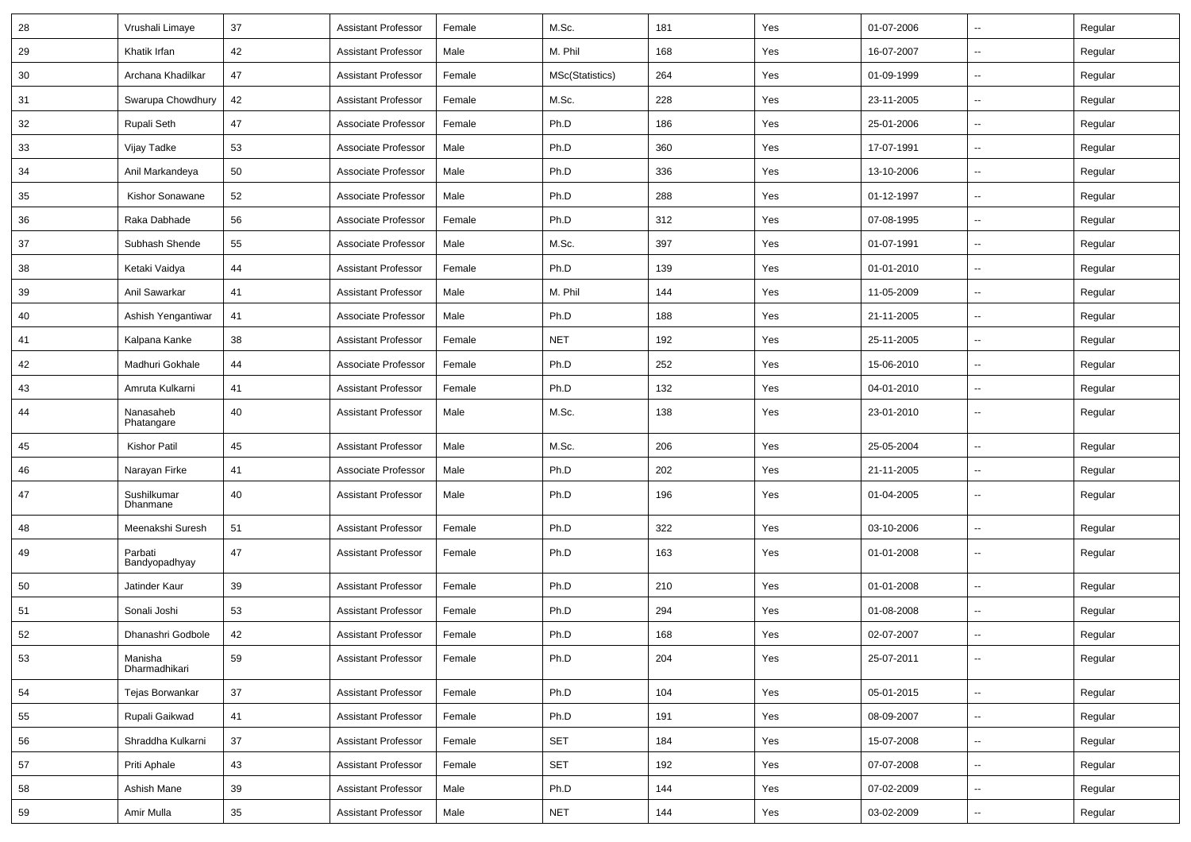| 28 | Vrushali Limaye | 37 | Assistant Professor | Female | M.Sc. | 181 | Yes | 01-07-2006 | -- | Regular |
|---|---|---|---|---|---|---|---|---|---|---|
| 29 | Khatik Irfan | 42 | Assistant Professor | Male | M. Phil | 168 | Yes | 16-07-2007 | -- | Regular |
| 30 | Archana Khadilkar | 47 | Assistant Professor | Female | MSc(Statistics) | 264 | Yes | 01-09-1999 | -- | Regular |
| 31 | Swarupa Chowdhury | 42 | Assistant Professor | Female | M.Sc. | 228 | Yes | 23-11-2005 | -- | Regular |
| 32 | Rupali Seth | 47 | Associate Professor | Female | Ph.D | 186 | Yes | 25-01-2006 | -- | Regular |
| 33 | Vijay Tadke | 53 | Associate Professor | Male | Ph.D | 360 | Yes | 17-07-1991 | -- | Regular |
| 34 | Anil Markandeya | 50 | Associate Professor | Male | Ph.D | 336 | Yes | 13-10-2006 | -- | Regular |
| 35 | Kishor Sonawane | 52 | Associate Professor | Male | Ph.D | 288 | Yes | 01-12-1997 | -- | Regular |
| 36 | Raka Dabhade | 56 | Associate Professor | Female | Ph.D | 312 | Yes | 07-08-1995 | -- | Regular |
| 37 | Subhash Shende | 55 | Associate Professor | Male | M.Sc. | 397 | Yes | 01-07-1991 | -- | Regular |
| 38 | Ketaki Vaidya | 44 | Assistant Professor | Female | Ph.D | 139 | Yes | 01-01-2010 | -- | Regular |
| 39 | Anil Sawarkar | 41 | Assistant Professor | Male | M. Phil | 144 | Yes | 11-05-2009 | -- | Regular |
| 40 | Ashish Yengantiwar | 41 | Associate Professor | Male | Ph.D | 188 | Yes | 21-11-2005 | -- | Regular |
| 41 | Kalpana Kanke | 38 | Assistant Professor | Female | NET | 192 | Yes | 25-11-2005 | -- | Regular |
| 42 | Madhuri Gokhale | 44 | Associate Professor | Female | Ph.D | 252 | Yes | 15-06-2010 | -- | Regular |
| 43 | Amruta Kulkarni | 41 | Assistant Professor | Female | Ph.D | 132 | Yes | 04-01-2010 | -- | Regular |
| 44 | Nanasaheb Phatangare | 40 | Assistant Professor | Male | M.Sc. | 138 | Yes | 23-01-2010 | -- | Regular |
| 45 | Kishor Patil | 45 | Assistant Professor | Male | M.Sc. | 206 | Yes | 25-05-2004 | -- | Regular |
| 46 | Narayan Firke | 41 | Associate Professor | Male | Ph.D | 202 | Yes | 21-11-2005 | -- | Regular |
| 47 | Sushilkumar Dhanmane | 40 | Assistant Professor | Male | Ph.D | 196 | Yes | 01-04-2005 | -- | Regular |
| 48 | Meenakshi Suresh | 51 | Assistant Professor | Female | Ph.D | 322 | Yes | 03-10-2006 | -- | Regular |
| 49 | Parbati Bandyopadhyay | 47 | Assistant Professor | Female | Ph.D | 163 | Yes | 01-01-2008 | -- | Regular |
| 50 | Jatinder Kaur | 39 | Assistant Professor | Female | Ph.D | 210 | Yes | 01-01-2008 | -- | Regular |
| 51 | Sonali Joshi | 53 | Assistant Professor | Female | Ph.D | 294 | Yes | 01-08-2008 | -- | Regular |
| 52 | Dhanashri Godbole | 42 | Assistant Professor | Female | Ph.D | 168 | Yes | 02-07-2007 | -- | Regular |
| 53 | Manisha Dharmadhikari | 59 | Assistant Professor | Female | Ph.D | 204 | Yes | 25-07-2011 | -- | Regular |
| 54 | Tejas Borwankar | 37 | Assistant Professor | Female | Ph.D | 104 | Yes | 05-01-2015 | -- | Regular |
| 55 | Rupali Gaikwad | 41 | Assistant Professor | Female | Ph.D | 191 | Yes | 08-09-2007 | -- | Regular |
| 56 | Shraddha Kulkarni | 37 | Assistant Professor | Female | SET | 184 | Yes | 15-07-2008 | -- | Regular |
| 57 | Priti Aphale | 43 | Assistant Professor | Female | SET | 192 | Yes | 07-07-2008 | -- | Regular |
| 58 | Ashish Mane | 39 | Assistant Professor | Male | Ph.D | 144 | Yes | 07-02-2009 | -- | Regular |
| 59 | Amir Mulla | 35 | Assistant Professor | Male | NET | 144 | Yes | 03-02-2009 | -- | Regular |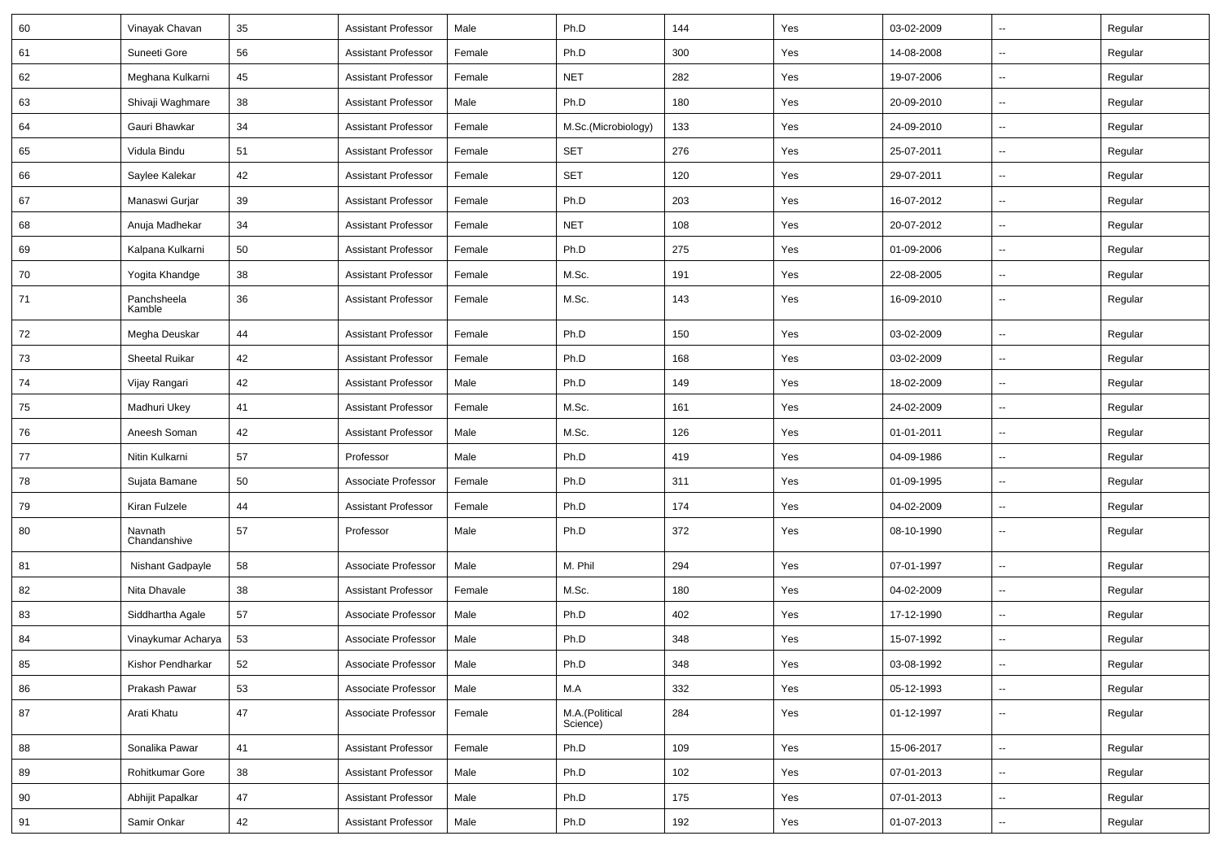| 60 | Vinayak Chavan | 35 | Assistant Professor | Male | Ph.D | 144 | Yes | 03-02-2009 | -- | Regular |
|---|---|---|---|---|---|---|---|---|---|---|
| 61 | Suneeti Gore | 56 | Assistant Professor | Female | Ph.D | 300 | Yes | 14-08-2008 | -- | Regular |
| 62 | Meghana Kulkarni | 45 | Assistant Professor | Female | NET | 282 | Yes | 19-07-2006 | -- | Regular |
| 63 | Shivaji Waghmare | 38 | Assistant Professor | Male | Ph.D | 180 | Yes | 20-09-2010 | -- | Regular |
| 64 | Gauri Bhawkar | 34 | Assistant Professor | Female | M.Sc.(Microbiology) | 133 | Yes | 24-09-2010 | -- | Regular |
| 65 | Vidula Bindu | 51 | Assistant Professor | Female | SET | 276 | Yes | 25-07-2011 | -- | Regular |
| 66 | Saylee Kalekar | 42 | Assistant Professor | Female | SET | 120 | Yes | 29-07-2011 | -- | Regular |
| 67 | Manaswi Gurjar | 39 | Assistant Professor | Female | Ph.D | 203 | Yes | 16-07-2012 | -- | Regular |
| 68 | Anuja Madhekar | 34 | Assistant Professor | Female | NET | 108 | Yes | 20-07-2012 | -- | Regular |
| 69 | Kalpana Kulkarni | 50 | Assistant Professor | Female | Ph.D | 275 | Yes | 01-09-2006 | -- | Regular |
| 70 | Yogita Khandge | 38 | Assistant Professor | Female | M.Sc. | 191 | Yes | 22-08-2005 | -- | Regular |
| 71 | Panchsheela Kamble | 36 | Assistant Professor | Female | M.Sc. | 143 | Yes | 16-09-2010 | -- | Regular |
| 72 | Megha Deuskar | 44 | Assistant Professor | Female | Ph.D | 150 | Yes | 03-02-2009 | -- | Regular |
| 73 | Sheetal Ruikar | 42 | Assistant Professor | Female | Ph.D | 168 | Yes | 03-02-2009 | -- | Regular |
| 74 | Vijay Rangari | 42 | Assistant Professor | Male | Ph.D | 149 | Yes | 18-02-2009 | -- | Regular |
| 75 | Madhuri Ukey | 41 | Assistant Professor | Female | M.Sc. | 161 | Yes | 24-02-2009 | -- | Regular |
| 76 | Aneesh Soman | 42 | Assistant Professor | Male | M.Sc. | 126 | Yes | 01-01-2011 | -- | Regular |
| 77 | Nitin Kulkarni | 57 | Professor | Male | Ph.D | 419 | Yes | 04-09-1986 | -- | Regular |
| 78 | Sujata Bamane | 50 | Associate Professor | Female | Ph.D | 311 | Yes | 01-09-1995 | -- | Regular |
| 79 | Kiran Fulzele | 44 | Assistant Professor | Female | Ph.D | 174 | Yes | 04-02-2009 | -- | Regular |
| 80 | Navnath Chandanshive | 57 | Professor | Male | Ph.D | 372 | Yes | 08-10-1990 | -- | Regular |
| 81 | Nishant Gadpayle | 58 | Associate Professor | Male | M. Phil | 294 | Yes | 07-01-1997 | -- | Regular |
| 82 | Nita Dhavale | 38 | Assistant Professor | Female | M.Sc. | 180 | Yes | 04-02-2009 | -- | Regular |
| 83 | Siddhartha Agale | 57 | Associate Professor | Male | Ph.D | 402 | Yes | 17-12-1990 | -- | Regular |
| 84 | Vinaykumar Acharya | 53 | Associate Professor | Male | Ph.D | 348 | Yes | 15-07-1992 | -- | Regular |
| 85 | Kishor Pendharkar | 52 | Associate Professor | Male | Ph.D | 348 | Yes | 03-08-1992 | -- | Regular |
| 86 | Prakash Pawar | 53 | Associate Professor | Male | M.A | 332 | Yes | 05-12-1993 | -- | Regular |
| 87 | Arati Khatu | 47 | Associate Professor | Female | M.A.(Political Science) | 284 | Yes | 01-12-1997 | -- | Regular |
| 88 | Sonalika Pawar | 41 | Assistant Professor | Female | Ph.D | 109 | Yes | 15-06-2017 | -- | Regular |
| 89 | Rohitkumar Gore | 38 | Assistant Professor | Male | Ph.D | 102 | Yes | 07-01-2013 | -- | Regular |
| 90 | Abhijit Papalkar | 47 | Assistant Professor | Male | Ph.D | 175 | Yes | 07-01-2013 | -- | Regular |
| 91 | Samir Onkar | 42 | Assistant Professor | Male | Ph.D | 192 | Yes | 01-07-2013 | -- | Regular |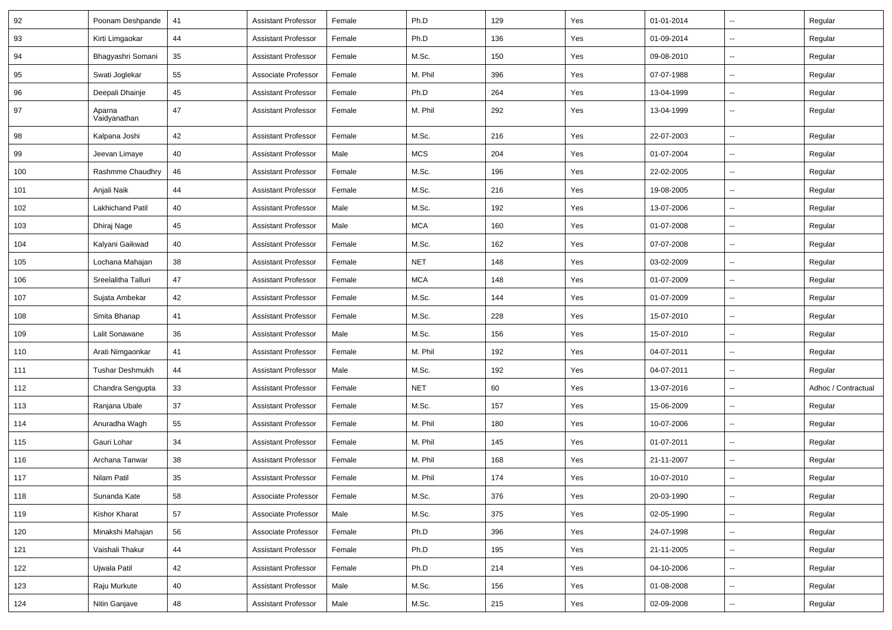| 92 | Poonam Deshpande | 41 | Assistant Professor | Female | Ph.D | 129 | Yes | 01-01-2014 | -- | Regular |
|---|---|---|---|---|---|---|---|---|---|---|
| 93 | Kirti Limgaokar | 44 | Assistant Professor | Female | Ph.D | 136 | Yes | 01-09-2014 | -- | Regular |
| 94 | Bhagyashri Somani | 35 | Assistant Professor | Female | M.Sc. | 150 | Yes | 09-08-2010 | -- | Regular |
| 95 | Swati Joglekar | 55 | Associate Professor | Female | M. Phil | 396 | Yes | 07-07-1988 | -- | Regular |
| 96 | Deepali Dhainje | 45 | Assistant Professor | Female | Ph.D | 264 | Yes | 13-04-1999 | -- | Regular |
| 97 | Aparna Vaidyanathan | 47 | Assistant Professor | Female | M. Phil | 292 | Yes | 13-04-1999 | -- | Regular |
| 98 | Kalpana Joshi | 42 | Assistant Professor | Female | M.Sc. | 216 | Yes | 22-07-2003 | -- | Regular |
| 99 | Jeevan Limaye | 40 | Assistant Professor | Male | MCS | 204 | Yes | 01-07-2004 | -- | Regular |
| 100 | Rashmme Chaudhry | 46 | Assistant Professor | Female | M.Sc. | 196 | Yes | 22-02-2005 | -- | Regular |
| 101 | Anjali Naik | 44 | Assistant Professor | Female | M.Sc. | 216 | Yes | 19-08-2005 | -- | Regular |
| 102 | Lakhichand Patil | 40 | Assistant Professor | Male | M.Sc. | 192 | Yes | 13-07-2006 | -- | Regular |
| 103 | Dhiraj Nage | 45 | Assistant Professor | Male | MCA | 160 | Yes | 01-07-2008 | -- | Regular |
| 104 | Kalyani Gaikwad | 40 | Assistant Professor | Female | M.Sc. | 162 | Yes | 07-07-2008 | -- | Regular |
| 105 | Lochana Mahajan | 38 | Assistant Professor | Female | NET | 148 | Yes | 03-02-2009 | -- | Regular |
| 106 | Sreelalitha Talluri | 47 | Assistant Professor | Female | MCA | 148 | Yes | 01-07-2009 | -- | Regular |
| 107 | Sujata Ambekar | 42 | Assistant Professor | Female | M.Sc. | 144 | Yes | 01-07-2009 | -- | Regular |
| 108 | Smita Bhanap | 41 | Assistant Professor | Female | M.Sc. | 228 | Yes | 15-07-2010 | -- | Regular |
| 109 | Lalit Sonawane | 36 | Assistant Professor | Male | M.Sc. | 156 | Yes | 15-07-2010 | -- | Regular |
| 110 | Arati Nimgaonkar | 41 | Assistant Professor | Female | M. Phil | 192 | Yes | 04-07-2011 | -- | Regular |
| 111 | Tushar Deshmukh | 44 | Assistant Professor | Male | M.Sc. | 192 | Yes | 04-07-2011 | -- | Regular |
| 112 | Chandra Sengupta | 33 | Assistant Professor | Female | NET | 60 | Yes | 13-07-2016 | -- | Adhoc / Contractual |
| 113 | Ranjana Ubale | 37 | Assistant Professor | Female | M.Sc. | 157 | Yes | 15-06-2009 | -- | Regular |
| 114 | Anuradha Wagh | 55 | Assistant Professor | Female | M. Phil | 180 | Yes | 10-07-2006 | -- | Regular |
| 115 | Gauri Lohar | 34 | Assistant Professor | Female | M. Phil | 145 | Yes | 01-07-2011 | -- | Regular |
| 116 | Archana Tanwar | 38 | Assistant Professor | Female | M. Phil | 168 | Yes | 21-11-2007 | -- | Regular |
| 117 | Nilam Patil | 35 | Assistant Professor | Female | M. Phil | 174 | Yes | 10-07-2010 | -- | Regular |
| 118 | Sunanda Kate | 58 | Associate Professor | Female | M.Sc. | 376 | Yes | 20-03-1990 | -- | Regular |
| 119 | Kishor Kharat | 57 | Associate Professor | Male | M.Sc. | 375 | Yes | 02-05-1990 | -- | Regular |
| 120 | Minakshi Mahajan | 56 | Associate Professor | Female | Ph.D | 396 | Yes | 24-07-1998 | -- | Regular |
| 121 | Vaishali Thakur | 44 | Assistant Professor | Female | Ph.D | 195 | Yes | 21-11-2005 | -- | Regular |
| 122 | Ujwala Patil | 42 | Assistant Professor | Female | Ph.D | 214 | Yes | 04-10-2006 | -- | Regular |
| 123 | Raju Murkute | 40 | Assistant Professor | Male | M.Sc. | 156 | Yes | 01-08-2008 | -- | Regular |
| 124 | Nitin Ganjave | 48 | Assistant Professor | Male | M.Sc. | 215 | Yes | 02-09-2008 | -- | Regular |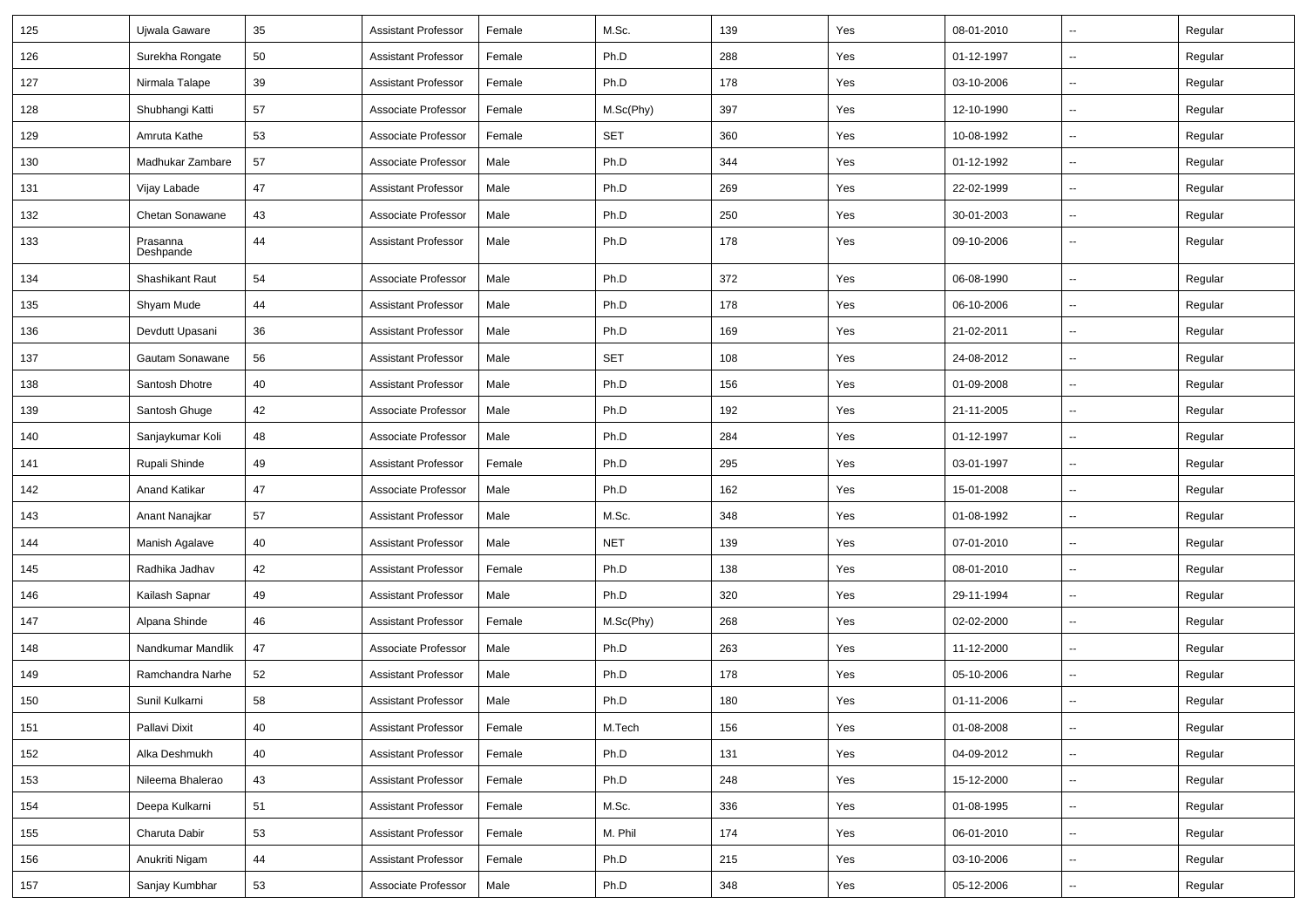| 125 | Ujwala Gaware | 35 | Assistant Professor | Female | M.Sc. | 139 | Yes | 08-01-2010 | -- | Regular |
|---|---|---|---|---|---|---|---|---|---|---|
| 126 | Surekha Rongate | 50 | Assistant Professor | Female | Ph.D | 288 | Yes | 01-12-1997 | -- | Regular |
| 127 | Nirmala Talape | 39 | Assistant Professor | Female | Ph.D | 178 | Yes | 03-10-2006 | -- | Regular |
| 128 | Shubhangi Katti | 57 | Associate Professor | Female | M.Sc(Phy) | 397 | Yes | 12-10-1990 | -- | Regular |
| 129 | Amruta Kathe | 53 | Associate Professor | Female | SET | 360 | Yes | 10-08-1992 | -- | Regular |
| 130 | Madhukar Zambare | 57 | Associate Professor | Male | Ph.D | 344 | Yes | 01-12-1992 | -- | Regular |
| 131 | Vijay Labade | 47 | Assistant Professor | Male | Ph.D | 269 | Yes | 22-02-1999 | -- | Regular |
| 132 | Chetan Sonawane | 43 | Associate Professor | Male | Ph.D | 250 | Yes | 30-01-2003 | -- | Regular |
| 133 | Prasanna Deshpande | 44 | Assistant Professor | Male | Ph.D | 178 | Yes | 09-10-2006 | -- | Regular |
| 134 | Shashikant Raut | 54 | Associate Professor | Male | Ph.D | 372 | Yes | 06-08-1990 | -- | Regular |
| 135 | Shyam Mude | 44 | Assistant Professor | Male | Ph.D | 178 | Yes | 06-10-2006 | -- | Regular |
| 136 | Devdutt Upasani | 36 | Assistant Professor | Male | Ph.D | 169 | Yes | 21-02-2011 | -- | Regular |
| 137 | Gautam Sonawane | 56 | Assistant Professor | Male | SET | 108 | Yes | 24-08-2012 | -- | Regular |
| 138 | Santosh Dhotre | 40 | Assistant Professor | Male | Ph.D | 156 | Yes | 01-09-2008 | -- | Regular |
| 139 | Santosh Ghuge | 42 | Associate Professor | Male | Ph.D | 192 | Yes | 21-11-2005 | -- | Regular |
| 140 | Sanjaykumar Koli | 48 | Associate Professor | Male | Ph.D | 284 | Yes | 01-12-1997 | -- | Regular |
| 141 | Rupali Shinde | 49 | Assistant Professor | Female | Ph.D | 295 | Yes | 03-01-1997 | -- | Regular |
| 142 | Anand Katikar | 47 | Associate Professor | Male | Ph.D | 162 | Yes | 15-01-2008 | -- | Regular |
| 143 | Anant Nanajkar | 57 | Assistant Professor | Male | M.Sc. | 348 | Yes | 01-08-1992 | -- | Regular |
| 144 | Manish Agalave | 40 | Assistant Professor | Male | NET | 139 | Yes | 07-01-2010 | -- | Regular |
| 145 | Radhika Jadhav | 42 | Assistant Professor | Female | Ph.D | 138 | Yes | 08-01-2010 | -- | Regular |
| 146 | Kailash Sapnar | 49 | Assistant Professor | Male | Ph.D | 320 | Yes | 29-11-1994 | -- | Regular |
| 147 | Alpana Shinde | 46 | Assistant Professor | Female | M.Sc(Phy) | 268 | Yes | 02-02-2000 | -- | Regular |
| 148 | Nandkumar Mandlik | 47 | Associate Professor | Male | Ph.D | 263 | Yes | 11-12-2000 | -- | Regular |
| 149 | Ramchandra Narhe | 52 | Assistant Professor | Male | Ph.D | 178 | Yes | 05-10-2006 | -- | Regular |
| 150 | Sunil Kulkarni | 58 | Assistant Professor | Male | Ph.D | 180 | Yes | 01-11-2006 | -- | Regular |
| 151 | Pallavi Dixit | 40 | Assistant Professor | Female | M.Tech | 156 | Yes | 01-08-2008 | -- | Regular |
| 152 | Alka Deshmukh | 40 | Assistant Professor | Female | Ph.D | 131 | Yes | 04-09-2012 | -- | Regular |
| 153 | Nileema Bhalerao | 43 | Assistant Professor | Female | Ph.D | 248 | Yes | 15-12-2000 | -- | Regular |
| 154 | Deepa Kulkarni | 51 | Assistant Professor | Female | M.Sc. | 336 | Yes | 01-08-1995 | -- | Regular |
| 155 | Charuta Dabir | 53 | Assistant Professor | Female | M. Phil | 174 | Yes | 06-01-2010 | -- | Regular |
| 156 | Anukriti Nigam | 44 | Assistant Professor | Female | Ph.D | 215 | Yes | 03-10-2006 | -- | Regular |
| 157 | Sanjay Kumbhar | 53 | Associate Professor | Male | Ph.D | 348 | Yes | 05-12-2006 | -- | Regular |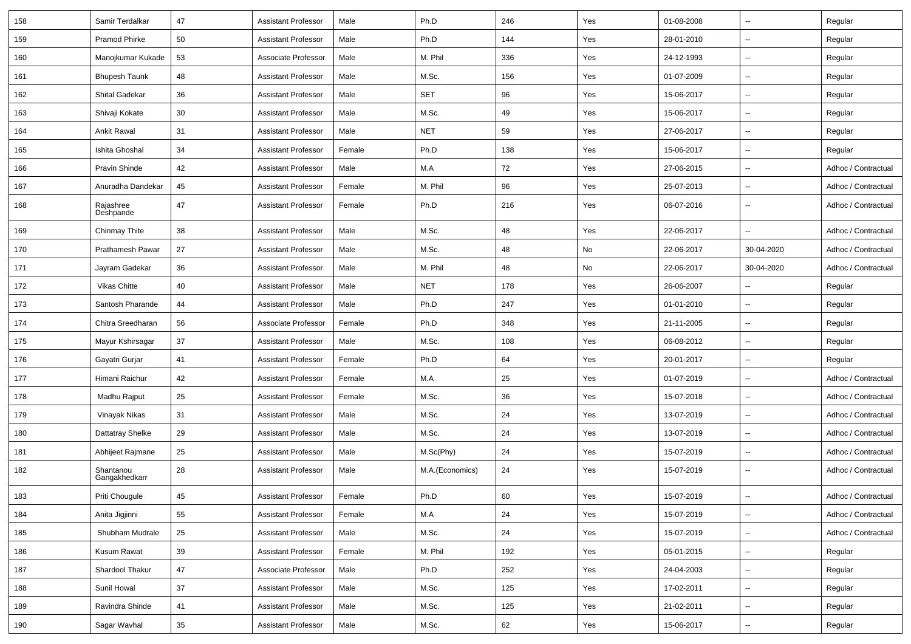| | | | | | | | | | | |
|---|---|---|---|---|---|---|---|---|---|---|
| 158 | Samir Terdalkar | 47 | Assistant Professor | Male | Ph.D | 246 | Yes | 01-08-2008 | -- | Regular |
| 159 | Pramod Phirke | 50 | Assistant Professor | Male | Ph.D | 144 | Yes | 28-01-2010 | -- | Regular |
| 160 | Manojkumar Kukade | 53 | Associate Professor | Male | M. Phil | 336 | Yes | 24-12-1993 | -- | Regular |
| 161 | Bhupesh Taunk | 48 | Assistant Professor | Male | M.Sc. | 156 | Yes | 01-07-2009 | -- | Regular |
| 162 | Shital Gadekar | 36 | Assistant Professor | Male | SET | 96 | Yes | 15-06-2017 | -- | Regular |
| 163 | Shivaji Kokate | 30 | Assistant Professor | Male | M.Sc. | 49 | Yes | 15-06-2017 | -- | Regular |
| 164 | Ankit Rawal | 31 | Assistant Professor | Male | NET | 59 | Yes | 27-06-2017 | -- | Regular |
| 165 | Ishita Ghoshal | 34 | Assistant Professor | Female | Ph.D | 138 | Yes | 15-06-2017 | -- | Regular |
| 166 | Pravin Shinde | 42 | Assistant Professor | Male | M.A | 72 | Yes | 27-06-2015 | -- | Adhoc / Contractual |
| 167 | Anuradha Dandekar | 45 | Assistant Professor | Female | M. Phil | 96 | Yes | 25-07-2013 | -- | Adhoc / Contractual |
| 168 | Rajashree Deshpande | 47 | Assistant Professor | Female | Ph.D | 216 | Yes | 06-07-2016 | -- | Adhoc / Contractual |
| 169 | Chinmay Thite | 38 | Assistant Professor | Male | M.Sc. | 48 | Yes | 22-06-2017 | -- | Adhoc / Contractual |
| 170 | Prathamesh Pawar | 27 | Assistant Professor | Male | M.Sc. | 48 | No | 22-06-2017 | 30-04-2020 | Adhoc / Contractual |
| 171 | Jayram Gadekar | 36 | Assistant Professor | Male | M. Phil | 48 | No | 22-06-2017 | 30-04-2020 | Adhoc / Contractual |
| 172 | Vikas Chitte | 40 | Assistant Professor | Male | NET | 178 | Yes | 26-06-2007 | -- | Regular |
| 173 | Santosh Pharande | 44 | Assistant Professor | Male | Ph.D | 247 | Yes | 01-01-2010 | -- | Regular |
| 174 | Chitra Sreedharan | 56 | Associate Professor | Female | Ph.D | 348 | Yes | 21-11-2005 | -- | Regular |
| 175 | Mayur Kshirsagar | 37 | Assistant Professor | Male | M.Sc. | 108 | Yes | 06-08-2012 | -- | Regular |
| 176 | Gayatri Gurjar | 41 | Assistant Professor | Female | Ph.D | 64 | Yes | 20-01-2017 | -- | Regular |
| 177 | Himani Raichur | 42 | Assistant Professor | Female | M.A | 25 | Yes | 01-07-2019 | -- | Adhoc / Contractual |
| 178 | Madhu Rajput | 25 | Assistant Professor | Female | M.Sc. | 36 | Yes | 15-07-2018 | -- | Adhoc / Contractual |
| 179 | Vinayak Nikas | 31 | Assistant Professor | Male | M.Sc. | 24 | Yes | 13-07-2019 | -- | Adhoc / Contractual |
| 180 | Dattatray Shelke | 29 | Assistant Professor | Male | M.Sc. | 24 | Yes | 13-07-2019 | -- | Adhoc / Contractual |
| 181 | Abhijeet Rajmane | 25 | Assistant Professor | Male | M.Sc(Phy) | 24 | Yes | 15-07-2019 | -- | Adhoc / Contractual |
| 182 | Shantanou Gangakhedkarr | 28 | Assistant Professor | Male | M.A.(Economics) | 24 | Yes | 15-07-2019 | -- | Adhoc / Contractual |
| 183 | Priti Chougule | 45 | Assistant Professor | Female | Ph.D | 60 | Yes | 15-07-2019 | -- | Adhoc / Contractual |
| 184 | Anita Jigjinni | 55 | Assistant Professor | Female | M.A | 24 | Yes | 15-07-2019 | -- | Adhoc / Contractual |
| 185 | Shubham Mudrale | 25 | Assistant Professor | Male | M.Sc. | 24 | Yes | 15-07-2019 | -- | Adhoc / Contractual |
| 186 | Kusum Rawat | 39 | Assistant Professor | Female | M. Phil | 192 | Yes | 05-01-2015 | -- | Regular |
| 187 | Shardool Thakur | 47 | Associate Professor | Male | Ph.D | 252 | Yes | 24-04-2003 | -- | Regular |
| 188 | Sunil Howal | 37 | Assistant Professor | Male | M.Sc. | 125 | Yes | 17-02-2011 | -- | Regular |
| 189 | Ravindra Shinde | 41 | Assistant Professor | Male | M.Sc. | 125 | Yes | 21-02-2011 | -- | Regular |
| 190 | Sagar Wavhal | 35 | Assistant Professor | Male | M.Sc. | 62 | Yes | 15-06-2017 | -- | Regular |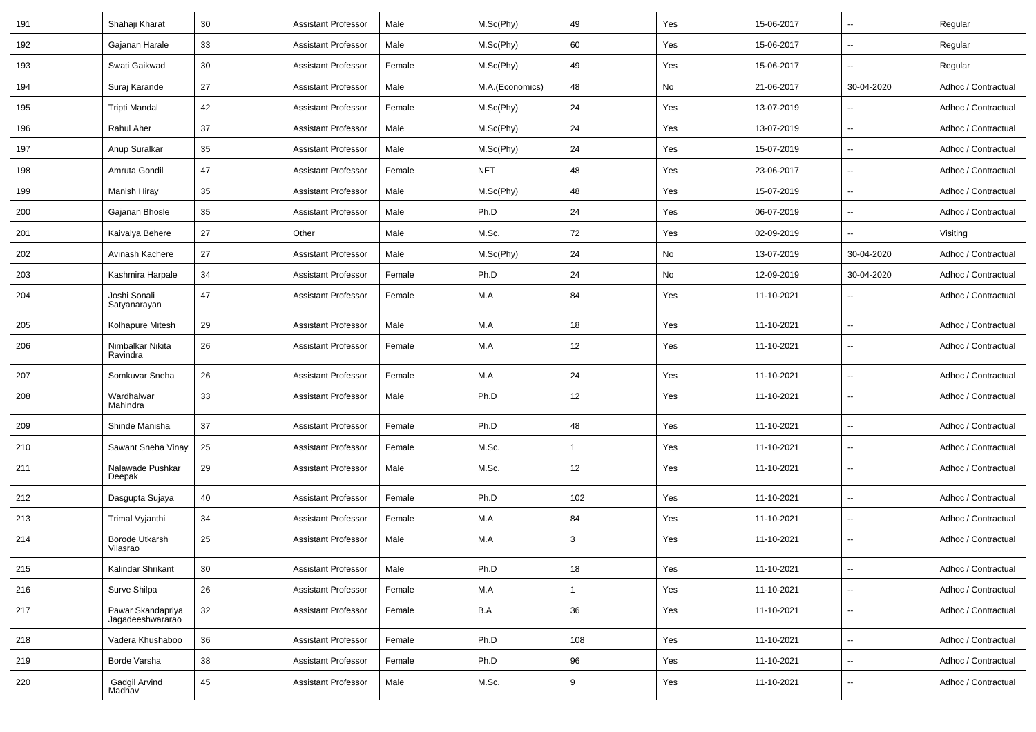| 191 | Shahaji Kharat | 30 | Assistant Professor | Male | M.Sc(Phy) | 49 | Yes | 15-06-2017 | -- | Regular |
|---|---|---|---|---|---|---|---|---|---|---|
| 192 | Gajanan Harale | 33 | Assistant Professor | Male | M.Sc(Phy) | 60 | Yes | 15-06-2017 | -- | Regular |
| 193 | Swati Gaikwad | 30 | Assistant Professor | Female | M.Sc(Phy) | 49 | Yes | 15-06-2017 | -- | Regular |
| 194 | Suraj Karande | 27 | Assistant Professor | Male | M.A.(Economics) | 48 | No | 21-06-2017 | 30-04-2020 | Adhoc / Contractual |
| 195 | Tripti Mandal | 42 | Assistant Professor | Female | M.Sc(Phy) | 24 | Yes | 13-07-2019 | -- | Adhoc / Contractual |
| 196 | Rahul Aher | 37 | Assistant Professor | Male | M.Sc(Phy) | 24 | Yes | 13-07-2019 | -- | Adhoc / Contractual |
| 197 | Anup Suralkar | 35 | Assistant Professor | Male | M.Sc(Phy) | 24 | Yes | 15-07-2019 | -- | Adhoc / Contractual |
| 198 | Amruta Gondil | 47 | Assistant Professor | Female | NET | 48 | Yes | 23-06-2017 | -- | Adhoc / Contractual |
| 199 | Manish Hiray | 35 | Assistant Professor | Male | M.Sc(Phy) | 48 | Yes | 15-07-2019 | -- | Adhoc / Contractual |
| 200 | Gajanan Bhosle | 35 | Assistant Professor | Male | Ph.D | 24 | Yes | 06-07-2019 | -- | Adhoc / Contractual |
| 201 | Kaivalya Behere | 27 | Other | Male | M.Sc. | 72 | Yes | 02-09-2019 | -- | Visiting |
| 202 | Avinash Kachere | 27 | Assistant Professor | Male | M.Sc(Phy) | 24 | No | 13-07-2019 | 30-04-2020 | Adhoc / Contractual |
| 203 | Kashmira Harpale | 34 | Assistant Professor | Female | Ph.D | 24 | No | 12-09-2019 | 30-04-2020 | Adhoc / Contractual |
| 204 | Joshi Sonali Satyanarayan | 47 | Assistant Professor | Female | M.A | 84 | Yes | 11-10-2021 | -- | Adhoc / Contractual |
| 205 | Kolhapure Mitesh | 29 | Assistant Professor | Male | M.A | 18 | Yes | 11-10-2021 | -- | Adhoc / Contractual |
| 206 | Nimbalkar Nikita Ravindra | 26 | Assistant Professor | Female | M.A | 12 | Yes | 11-10-2021 | -- | Adhoc / Contractual |
| 207 | Somkuvar Sneha | 26 | Assistant Professor | Female | M.A | 24 | Yes | 11-10-2021 | -- | Adhoc / Contractual |
| 208 | Wardhalwar Mahindra | 33 | Assistant Professor | Male | Ph.D | 12 | Yes | 11-10-2021 | -- | Adhoc / Contractual |
| 209 | Shinde Manisha | 37 | Assistant Professor | Female | Ph.D | 48 | Yes | 11-10-2021 | -- | Adhoc / Contractual |
| 210 | Sawant Sneha Vinay | 25 | Assistant Professor | Female | M.Sc. | 1 | Yes | 11-10-2021 | -- | Adhoc / Contractual |
| 211 | Nalawade Pushkar Deepak | 29 | Assistant Professor | Male | M.Sc. | 12 | Yes | 11-10-2021 | -- | Adhoc / Contractual |
| 212 | Dasgupta Sujaya | 40 | Assistant Professor | Female | Ph.D | 102 | Yes | 11-10-2021 | -- | Adhoc / Contractual |
| 213 | Trimal Vyjanthi | 34 | Assistant Professor | Female | M.A | 84 | Yes | 11-10-2021 | -- | Adhoc / Contractual |
| 214 | Borode Utkarsh Vilasrao | 25 | Assistant Professor | Male | M.A | 3 | Yes | 11-10-2021 | -- | Adhoc / Contractual |
| 215 | Kalindar Shrikant | 30 | Assistant Professor | Male | Ph.D | 18 | Yes | 11-10-2021 | -- | Adhoc / Contractual |
| 216 | Surve Shilpa | 26 | Assistant Professor | Female | M.A | 1 | Yes | 11-10-2021 | -- | Adhoc / Contractual |
| 217 | Pawar Skandapriya Jagadeeshwararao | 32 | Assistant Professor | Female | B.A | 36 | Yes | 11-10-2021 | -- | Adhoc / Contractual |
| 218 | Vadera Khushaboo | 36 | Assistant Professor | Female | Ph.D | 108 | Yes | 11-10-2021 | -- | Adhoc / Contractual |
| 219 | Borde Varsha | 38 | Assistant Professor | Female | Ph.D | 96 | Yes | 11-10-2021 | -- | Adhoc / Contractual |
| 220 | Gadgil Arvind Madhav | 45 | Assistant Professor | Male | M.Sc. | 9 | Yes | 11-10-2021 | -- | Adhoc / Contractual |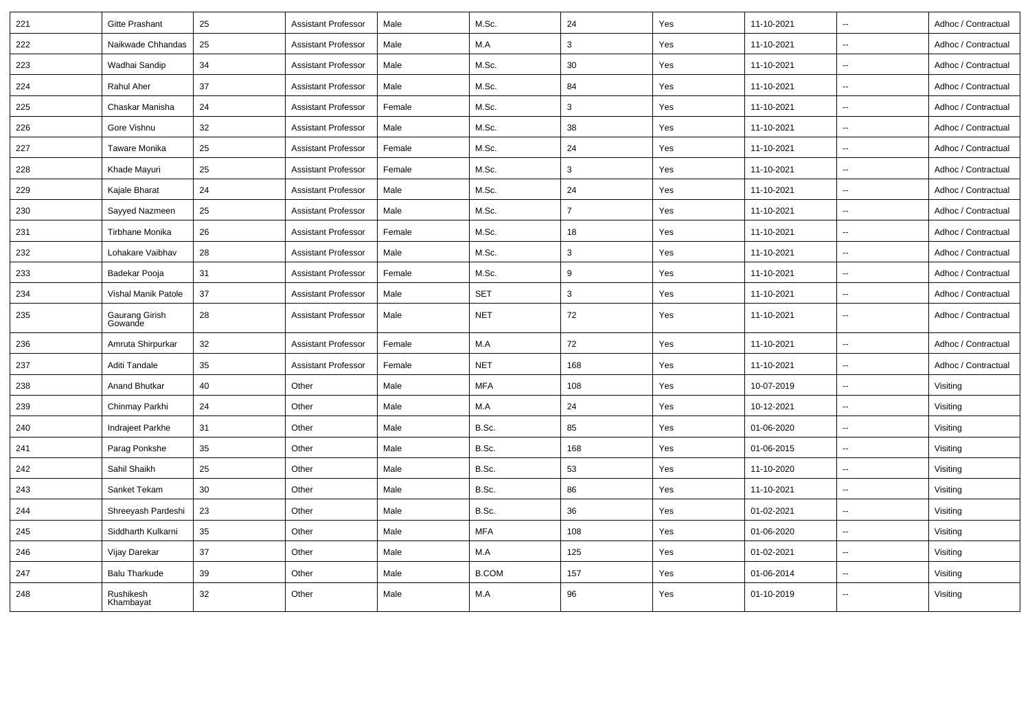| | | | | | | | | | | |
|---|---|---|---|---|---|---|---|---|---|---|
| 221 | Gitte Prashant | 25 | Assistant Professor | Male | M.Sc. | 24 | Yes | 11-10-2021 | -- | Adhoc / Contractual |
| 222 | Naikwade Chhandas | 25 | Assistant Professor | Male | M.A | 3 | Yes | 11-10-2021 | -- | Adhoc / Contractual |
| 223 | Wadhai Sandip | 34 | Assistant Professor | Male | M.Sc. | 30 | Yes | 11-10-2021 | -- | Adhoc / Contractual |
| 224 | Rahul Aher | 37 | Assistant Professor | Male | M.Sc. | 84 | Yes | 11-10-2021 | -- | Adhoc / Contractual |
| 225 | Chaskar Manisha | 24 | Assistant Professor | Female | M.Sc. | 3 | Yes | 11-10-2021 | -- | Adhoc / Contractual |
| 226 | Gore Vishnu | 32 | Assistant Professor | Male | M.Sc. | 38 | Yes | 11-10-2021 | -- | Adhoc / Contractual |
| 227 | Taware Monika | 25 | Assistant Professor | Female | M.Sc. | 24 | Yes | 11-10-2021 | -- | Adhoc / Contractual |
| 228 | Khade Mayuri | 25 | Assistant Professor | Female | M.Sc. | 3 | Yes | 11-10-2021 | -- | Adhoc / Contractual |
| 229 | Kajale Bharat | 24 | Assistant Professor | Male | M.Sc. | 24 | Yes | 11-10-2021 | -- | Adhoc / Contractual |
| 230 | Sayyed Nazmeen | 25 | Assistant Professor | Male | M.Sc. | 7 | Yes | 11-10-2021 | -- | Adhoc / Contractual |
| 231 | Tirbhane Monika | 26 | Assistant Professor | Female | M.Sc. | 18 | Yes | 11-10-2021 | -- | Adhoc / Contractual |
| 232 | Lohakare Vaibhav | 28 | Assistant Professor | Male | M.Sc. | 3 | Yes | 11-10-2021 | -- | Adhoc / Contractual |
| 233 | Badekar Pooja | 31 | Assistant Professor | Female | M.Sc. | 9 | Yes | 11-10-2021 | -- | Adhoc / Contractual |
| 234 | Vishal Manik Patole | 37 | Assistant Professor | Male | SET | 3 | Yes | 11-10-2021 | -- | Adhoc / Contractual |
| 235 | Gaurang Girish Gowande | 28 | Assistant Professor | Male | NET | 72 | Yes | 11-10-2021 | -- | Adhoc / Contractual |
| 236 | Amruta Shirpurkar | 32 | Assistant Professor | Female | M.A | 72 | Yes | 11-10-2021 | -- | Adhoc / Contractual |
| 237 | Aditi Tandale | 35 | Assistant Professor | Female | NET | 168 | Yes | 11-10-2021 | -- | Adhoc / Contractual |
| 238 | Anand Bhutkar | 40 | Other | Male | MFA | 108 | Yes | 10-07-2019 | -- | Visiting |
| 239 | Chinmay Parkhi | 24 | Other | Male | M.A | 24 | Yes | 10-12-2021 | -- | Visiting |
| 240 | Indrajeet Parkhe | 31 | Other | Male | B.Sc. | 85 | Yes | 01-06-2020 | -- | Visiting |
| 241 | Parag Ponkshe | 35 | Other | Male | B.Sc. | 168 | Yes | 01-06-2015 | -- | Visiting |
| 242 | Sahil Shaikh | 25 | Other | Male | B.Sc. | 53 | Yes | 11-10-2020 | -- | Visiting |
| 243 | Sanket Tekam | 30 | Other | Male | B.Sc. | 86 | Yes | 11-10-2021 | -- | Visiting |
| 244 | Shreeyash Pardeshi | 23 | Other | Male | B.Sc. | 36 | Yes | 01-02-2021 | -- | Visiting |
| 245 | Siddharth Kulkarni | 35 | Other | Male | MFA | 108 | Yes | 01-06-2020 | -- | Visiting |
| 246 | Vijay Darekar | 37 | Other | Male | M.A | 125 | Yes | 01-02-2021 | -- | Visiting |
| 247 | Balu Tharkude | 39 | Other | Male | B.COM | 157 | Yes | 01-06-2014 | -- | Visiting |
| 248 | Rushikesh Khambayat | 32 | Other | Male | M.A | 96 | Yes | 01-10-2019 | -- | Visiting |